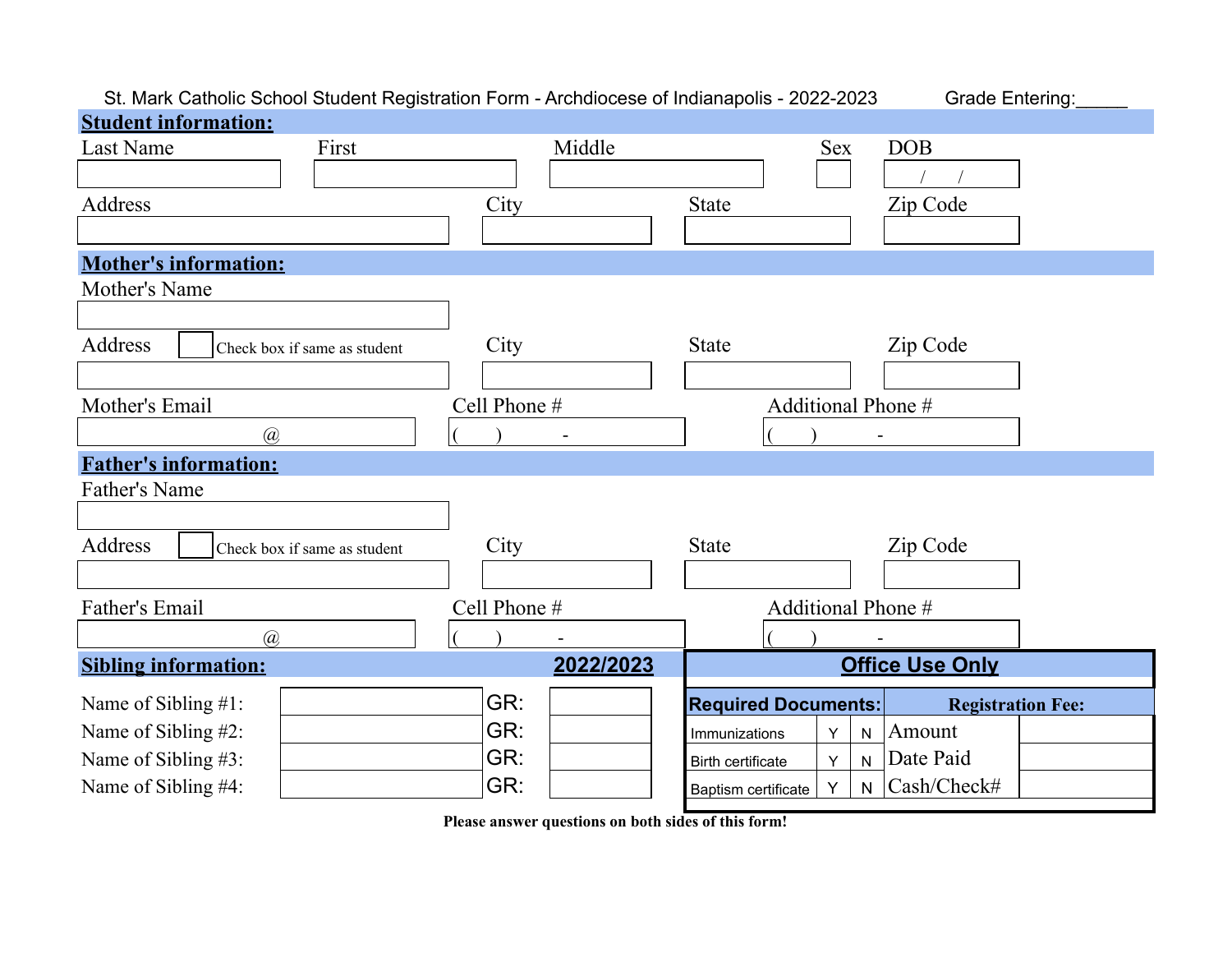St. Mark Catholic School Student Registration Form - Archdiocese of Indianapolis - 2022-2023 Grade Entering:_____

## Student information:

| Last Name | First | Middle | Sex | DOB |
|---|---|---|---|---|
| | | | | / / |

| Address | City | State | Zip Code |
|---|---|---|---|
| | | | |

## Mother's information:

Mother's Name

| |
|---|
| |

| Address ☐ Check box if same as student | City | State | Zip Code |
|---|---|---|---|
| | | | |

| Mother's Email | Cell Phone # | Additional Phone # |
|---|---|---|
| @ | ( ) - | ( ) - |

## Father's information:

Father's Name

| |
|---|
| |

| Address ☐ Check box if same as student | City | State | Zip Code |
|---|---|---|---|
| | | | |

| Father's Email | Cell Phone # | Additional Phone # |
|---|---|---|
| @ | ( ) - | ( ) - |

## Sibling information: **2022/2023**

| | | | |
|---|---|---|---|
| Name of Sibling #1: | | GR: | |
| Name of Sibling #2: | | GR: | |
| Name of Sibling #3: | | GR: | |
| Name of Sibling #4: | | GR: | |

## Office Use Only

| Required Documents: | | | Registration Fee: | |
|---|---|---|---|---|
| Immunizations | Y | N | Amount | |
| Birth certificate | Y | N | Date Paid | |
| Baptism certificate | Y | N | Cash/Check# | |

**Please answer questions on both sides of this form!**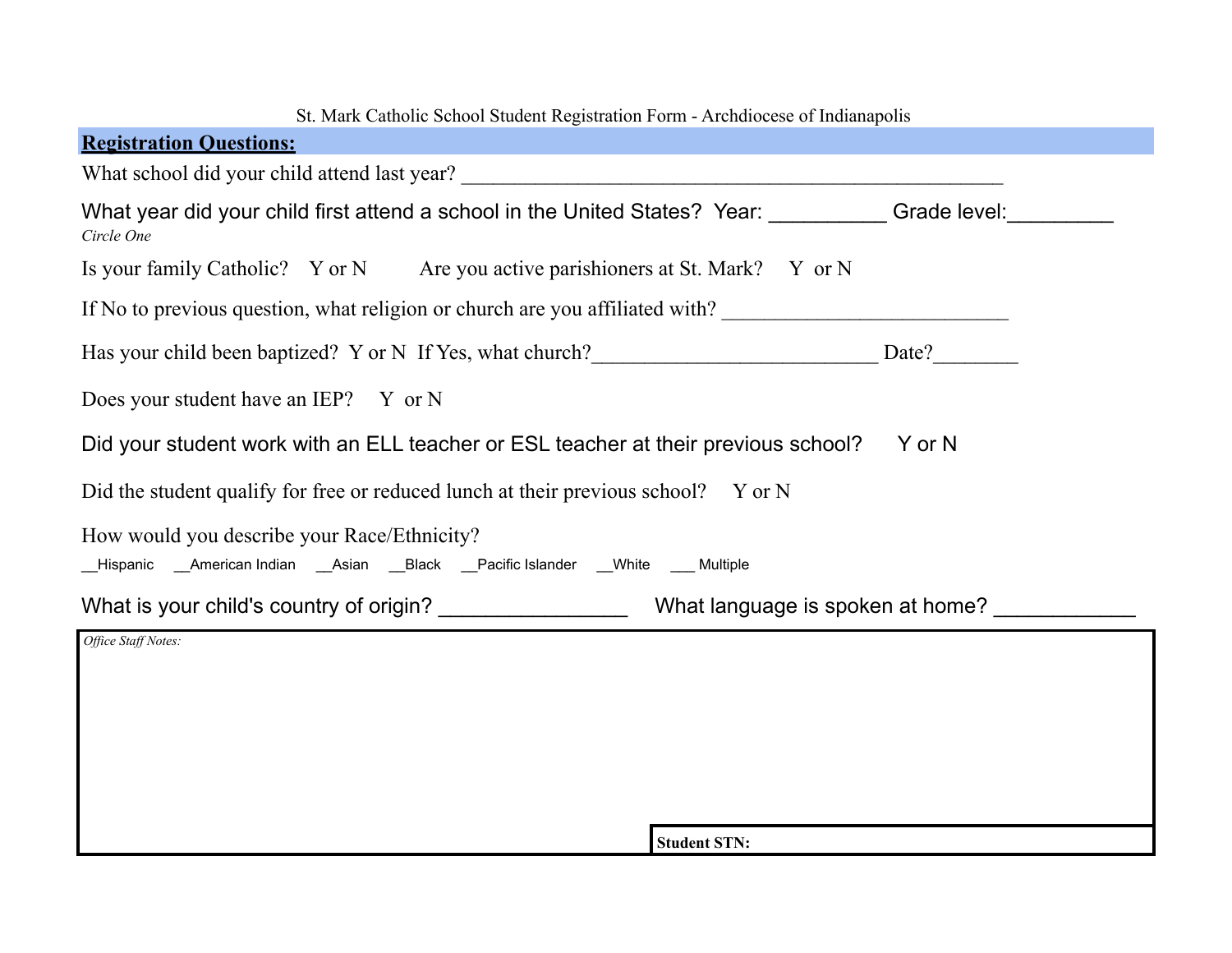St. Mark Catholic School Student Registration Form - Archdiocese of Indianapolis

**Registration Questions:**

What school did your child attend last year? ____________________________________________________

What year did your child first attend a school in the United States? Year: __________ Grade level:_________

*Circle One*

Is your family Catholic? Y or N Are you active parishioners at St. Mark? Y or N

If No to previous question, what religion or church are you affiliated with? ___________________________

Has your child been baptized? Y or N If Yes, what church?___________________________ Date?________

Does your student have an IEP? Y or N

Did your student work with an ELL teacher or ESL teacher at their previous school? Y or N

Did the student qualify for free or reduced lunch at their previous school? Y or N

How would you describe your Race/Ethnicity?

__Hispanic __American Indian __Asian __Black __Pacific Islander __White ___ Multiple

What is your child's country of origin? ________________ What language is spoken at home? ____________

*Office Staff Notes:*

**Student STN:**